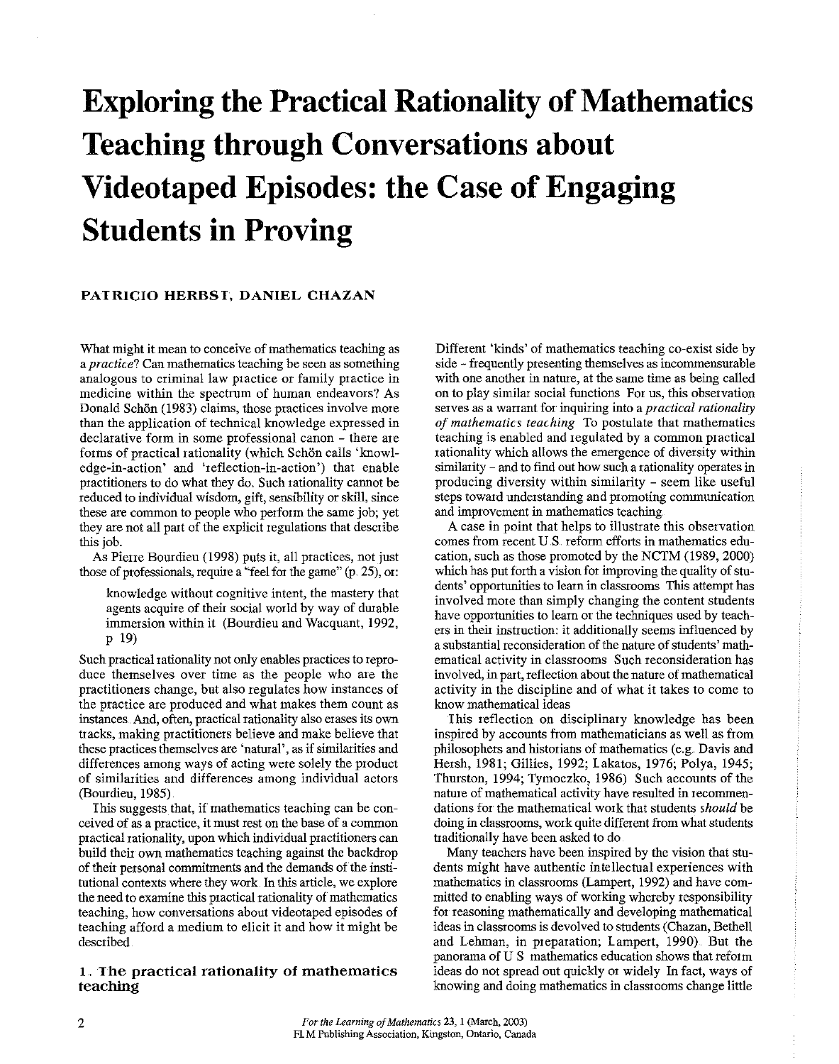# Exploring the Practical Rationality of Mathematics Teaching through Conversations about Videotaped Episodes: the Case of Engaging Students in Proving

**PATRICIO HERBST, DANIEL CHAZAN**

What might it mean to conceive of mathematics teaching as a *practice*? Can mathematics teaching be seen as something analogous to criminal law practice or family practice in medicine within the spectrum of human endeavors? As Donald Schön (1983) claims, those practices involve more than the application of technical knowledge expressed in declarative form in some professional canon – there are forms of practical rationality (which Schön calls 'knowledge-in-action' and 'reflection-in-action') that enable practitioners to do what they do. Such rationality cannot be reduced to individual wisdom, gift, sensibility or skill, since these are common to people who perform the same job; yet they are not all part of the explicit regulations that describe this job.

As Pierre Bourdieu (1998) puts it, all practices, not just those of professionals, require a "feel for the game" (p. 25), or:

> knowledge without cognitive intent, the mastery that agents acquire of their social world by way of durable immersion within it (Bourdieu and Wacquant, 1992, p. 19)

Such practical rationality not only enables practices to reproduce themselves over time as the people who are the practitioners change, but also regulates how instances of the practice are produced and what makes them count as instances. And, often, practical rationality also erases its own tracks, making practitioners believe and make believe that these practices themselves are 'natural', as if similarities and differences among ways of acting were solely the product of similarities and differences among individual actors (Bourdieu, 1985).

This suggests that, if mathematics teaching can be conceived of as a practice, it must rest on the base of a common practical rationality, upon which individual practitioners can build their own mathematics teaching against the backdrop of their personal commitments and the demands of the institutional contexts where they work. In this article, we explore the need to examine this practical rationality of mathematics teaching, how conversations about videotaped episodes of teaching afford a medium to elicit it and how it might be described.

## 1. The practical rationality of mathematics teaching

Different 'kinds' of mathematics teaching co-exist side by side – frequently presenting themselves as incommensurable with one another in nature, at the same time as being called on to play similar social functions. For us, this observation serves as a warrant for inquiring into a *practical rationality of mathematics teaching*. To postulate that mathematics teaching is enabled and regulated by a common practical rationality which allows the emergence of diversity within similarity – and to find out how such a rationality operates in producing diversity within similarity – seem like useful steps toward understanding and promoting communication and improvement in mathematics teaching.

A case in point that helps to illustrate this observation comes from recent U.S. reform efforts in mathematics education, such as those promoted by the NCTM (1989, 2000) which has put forth a vision for improving the quality of students' opportunities to learn in classrooms. This attempt has involved more than simply changing the content students have opportunities to learn or the techniques used by teachers in their instruction: it additionally seems influenced by a substantial reconsideration of the nature of students' mathematical activity in classrooms. Such reconsideration has involved, in part, reflection about the nature of mathematical activity in the discipline and of what it takes to come to know mathematical ideas.

This reflection on disciplinary knowledge has been inspired by accounts from mathematicians as well as from philosophers and historians of mathematics (e.g. Davis and Hersh, 1981; Gillies, 1992; Lakatos, 1976; Polya, 1945; Thurston, 1994; Tymoczko, 1986). Such accounts of the nature of mathematical activity have resulted in recommendations for the mathematical work that students *should* be doing in classrooms, work quite different from what students traditionally have been asked to do.

Many teachers have been inspired by the vision that students might have authentic intellectual experiences with mathematics in classrooms (Lampert, 1992) and have committed to enabling ways of working whereby responsibility for reasoning mathematically and developing mathematical ideas in classrooms is devolved to students (Chazan, Bethell and Lehman, in preparation; Lampert, 1990). But the panorama of U.S. mathematics education shows that reform ideas do not spread out quickly or widely. In fact, ways of knowing and doing mathematics in classrooms change little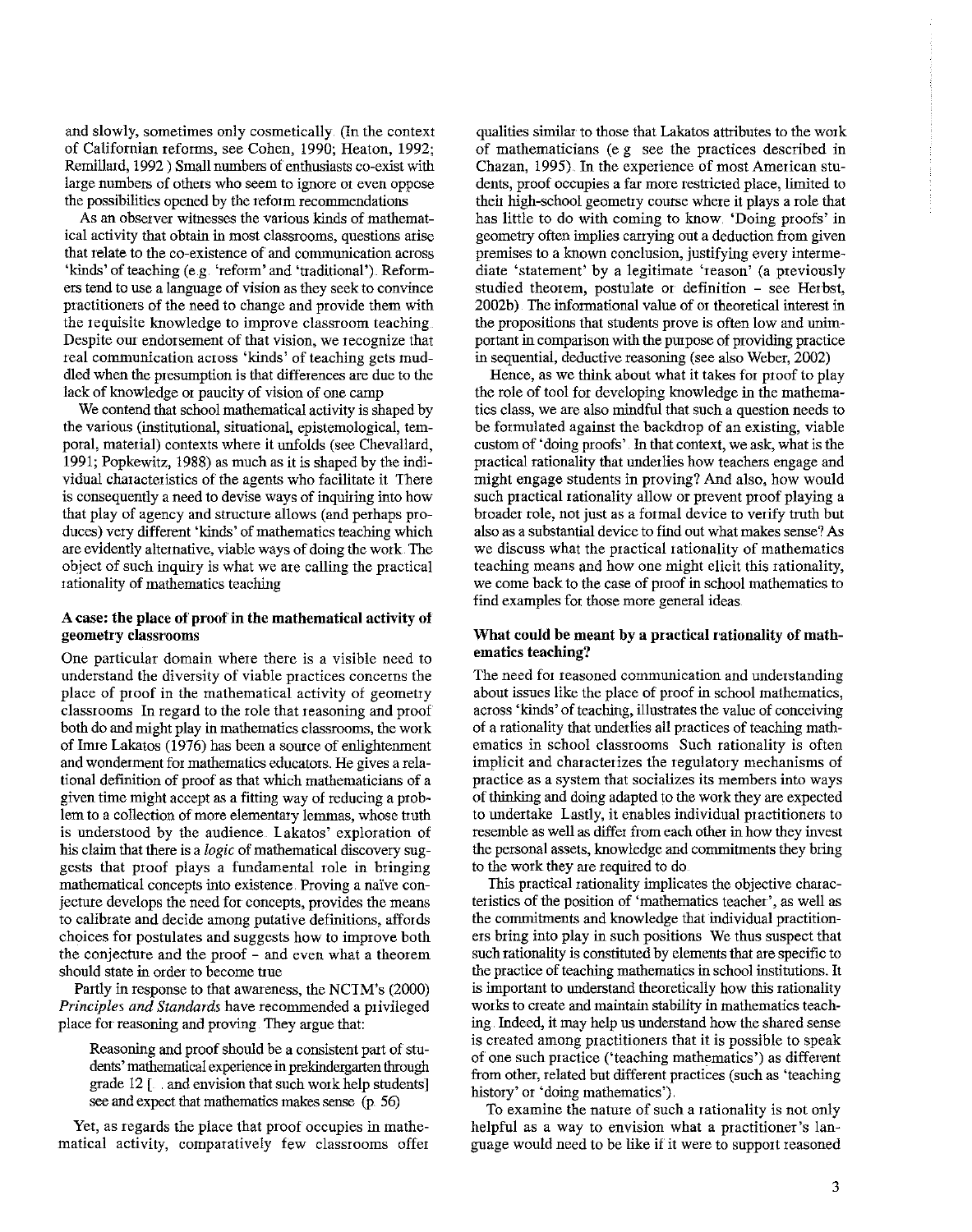and slowly, sometimes only cosmetically. (In the context of Californian reforms, see Cohen, 1990; Heaton, 1992; Remillard, 1992.) Small numbers of enthusiasts co-exist with large numbers of others who seem to ignore or even oppose the possibilities opened by the reform recommendations.

As an observer witnesses the various kinds of mathematical activity that obtain in most classrooms, questions arise that relate to the co-existence of and communication across 'kinds' of teaching (e.g. 'reform' and 'traditional'). Reformers tend to use a language of vision as they seek to convince practitioners of the need to change and provide them with the requisite knowledge to improve classroom teaching. Despite our endorsement of that vision, we recognize that real communication across 'kinds' of teaching gets muddled when the presumption is that differences are due to the lack of knowledge or paucity of vision of one camp.

We contend that school mathematical activity is shaped by the various (institutional, situational, epistemological, temporal, material) contexts where it unfolds (see Chevallard, 1991; Popkewitz, 1988) as much as it is shaped by the individual characteristics of the agents who facilitate it. There is consequently a need to devise ways of inquiring into how that play of agency and structure allows (and perhaps produces) very different 'kinds' of mathematics teaching which are evidently alternative, viable ways of doing the work. The object of such inquiry is what we are calling the practical rationality of mathematics teaching.

### A case: the place of proof in the mathematical activity of geometry classrooms

One particular domain where there is a visible need to understand the diversity of viable practices concerns the place of proof in the mathematical activity of geometry classrooms. In regard to the role that reasoning and proof both do and might play in mathematics classrooms, the work of Imre Lakatos (1976) has been a source of enlightenment and wonderment for mathematics educators. He gives a relational definition of proof as that which mathematicians of a given time might accept as a fitting way of reducing a problem to a collection of more elementary lemmas, whose truth is understood by the audience. Lakatos' exploration of his claim that there is a *logic* of mathematical discovery suggests that proof plays a fundamental role in bringing mathematical concepts into existence. Proving a naïve conjecture develops the need for concepts, provides the means to calibrate and decide among putative definitions, affords choices for postulates and suggests how to improve both the conjecture and the proof – and even what a theorem should state in order to become true.

Partly in response to that awareness, the NCTM's (2000) *Principles and Standards* have recommended a privileged place for reasoning and proving. They argue that:

> Reasoning and proof should be a consistent part of students' mathematical experience in prekindergarten through grade 12 [... and envision that such work help students] see and expect that mathematics makes sense (p. 56)

Yet, as regards the place that proof occupies in mathematical activity, comparatively few classrooms offer qualities similar to those that Lakatos attributes to the work of mathematicians (e.g. see the practices described in Chazan, 1995). In the experience of most American students, proof occupies a far more restricted place, limited to their high-school geometry course where it plays a role that has little to do with coming to know. 'Doing proofs' in geometry often implies carrying out a deduction from given premises to a known conclusion, justifying every intermediate 'statement' by a legitimate 'reason' (a previously studied theorem, postulate or definition – see Herbst, 2002b). The informational value of or theoretical interest in the propositions that students prove is often low and unimportant in comparison with the purpose of providing practice in sequential, deductive reasoning (see also Weber, 2002).

Hence, as we think about what it takes for proof to play the role of tool for developing knowledge in the mathematics class, we are also mindful that such a question needs to be formulated against the backdrop of an existing, viable custom of 'doing proofs'. In that context, we ask, what is the practical rationality that underlies how teachers engage and might engage students in proving? And also, how would such practical rationality allow or prevent proof playing a broader role, not just as a formal device to verify truth but also as a substantial device to find out what makes sense? As we discuss what the practical rationality of mathematics teaching means and how one might elicit this rationality, we come back to the case of proof in school mathematics to find examples for those more general ideas.

### What could be meant by a practical rationality of mathematics teaching?

The need for reasoned communication and understanding about issues like the place of proof in school mathematics, across 'kinds' of teaching, illustrates the value of conceiving of a rationality that underlies all practices of teaching mathematics in school classrooms. Such rationality is often implicit and characterizes the regulatory mechanisms of practice as a system that socializes its members into ways of thinking and doing adapted to the work they are expected to undertake. Lastly, it enables individual practitioners to resemble as well as differ from each other in how they invest the personal assets, knowledge and commitments they bring to the work they are required to do.

This practical rationality implicates the objective characteristics of the position of 'mathematics teacher', as well as the commitments and knowledge that individual practitioners bring into play in such positions. We thus suspect that such rationality is constituted by elements that are specific to the practice of teaching mathematics in school institutions. It is important to understand theoretically how this rationality works to create and maintain stability in mathematics teaching. Indeed, it may help us understand how the shared sense is created among practitioners that it is possible to speak of one such practice ('teaching mathematics') as different from other, related but different practices (such as 'teaching history' or 'doing mathematics').

To examine the nature of such a rationality is not only helpful as a way to envision what a practitioner's language would need to be like if it were to support reasoned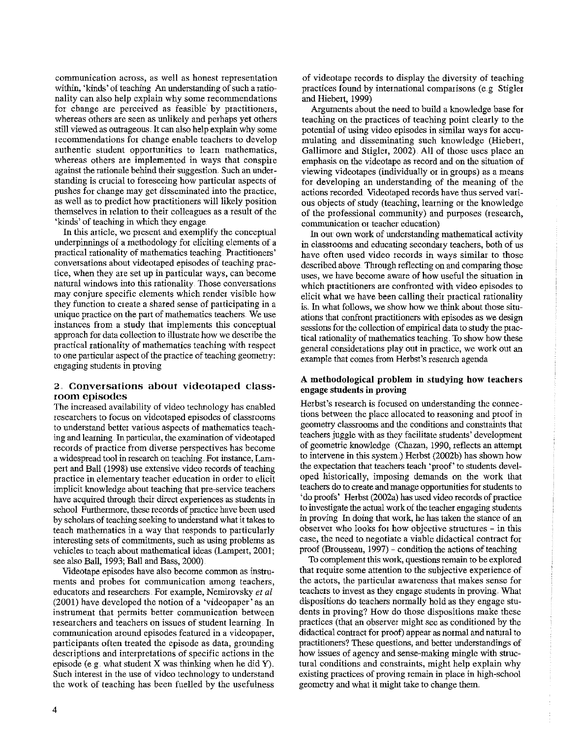communication across, as well as honest representation within, 'kinds' of teaching. An understanding of such a rationality can also help explain why some recommendations for change are perceived as feasible by practitioners, whereas others are seen as unlikely and perhaps yet others still viewed as outrageous. It can also help explain why some recommendations for change enable teachers to develop authentic student opportunities to learn mathematics, whereas others are implemented in ways that conspire against the rationale behind their suggestion. Such an understanding is crucial to foreseeing how particular aspects of pushes for change may get disseminated into the practice, as well as to predict how practitioners will likely position themselves in relation to their colleagues as a result of the 'kinds' of teaching in which they engage.

In this article, we present and exemplify the conceptual underpinnings of a methodology for eliciting elements of a practical rationality of mathematics teaching. Practitioners' conversations about videotaped episodes of teaching practice, when they are set up in particular ways, can become natural windows into this rationality. Those conversations may conjure specific elements which render visible how they function to create a shared sense of participating in a unique practice on the part of mathematics teachers. We use instances from a study that implements this conceptual approach for data collection to illustrate how we describe the practical rationality of mathematics teaching with respect to one particular aspect of the practice of teaching geometry: engaging students in proving.

## 2. Conversations about videotaped classroom episodes

The increased availability of video technology has enabled researchers to focus on videotaped episodes of classrooms to understand better various aspects of mathematics teaching and learning. In particular, the examination of videotaped records of practice from diverse perspectives has become a widespread tool in research on teaching. For instance, Lampert and Ball (1998) use extensive video records of teaching practice in elementary teacher education in order to elicit implicit knowledge about teaching that pre-service teachers have acquired through their direct experiences as students in school. Furthermore, these records of practice have been used by scholars of teaching seeking to understand what it takes to teach mathematics in a way that responds to particularly interesting sets of commitments, such as using problems as vehicles to teach about mathematical ideas (Lampert, 2001; see also Ball, 1993; Ball and Bass, 2000).

Videotape episodes have also become common as instruments and probes for communication among teachers, educators and researchers. For example, Nemirovsky *et al* (2001) have developed the notion of a 'videopaper' as an instrument that permits better communication between researchers and teachers on issues of student learning. In communication around episodes featured in a videopaper, participants often treated the episode as data, grounding descriptions and interpretations of specific actions in the episode (e.g. what student X was thinking when he did Y). Such interest in the use of video technology to understand the work of teaching has been fuelled by the usefulness of videotape records to display the diversity of teaching practices found by international comparisons (e.g. Stigler and Hiebert, 1999).

Arguments about the need to build a knowledge base for teaching on the practices of teaching point clearly to the potential of using video episodes in similar ways for accumulating and disseminating such knowledge (Hiebert, Gallimore and Stigler, 2002). All of those uses place an emphasis on the videotape as record and on the situation of viewing videotapes (individually or in groups) as a means for developing an understanding of the meaning of the actions recorded. Videotaped records have thus served various objects of study (teaching, learning or the knowledge of the professional community) and purposes (research, communication or teacher education).

In our own work of understanding mathematical activity in classrooms and educating secondary teachers, both of us have often used video records in ways similar to those described above. Through reflecting on and comparing those uses, we have become aware of how useful the situation in which practitioners are confronted with video episodes to elicit what we have been calling their practical rationality is. In what follows, we show how we think about those situations that confront practitioners with episodes as we design sessions for the collection of empirical data to study the practical rationality of mathematics teaching. To show how these general considerations play out in practice, we work out an example that comes from Herbst's research agenda.

### A methodological problem in studying how teachers engage students in proving

Herbst's research is focused on understanding the connections between the place allocated to reasoning and proof in geometry classrooms and the conditions and constraints that teachers juggle with as they facilitate students' development of geometric knowledge. (Chazan, 1990, reflects an attempt to intervene in this system.) Herbst (2002b) has shown how the expectation that teachers teach 'proof' to students developed historically, imposing demands on the work that teachers do to create and manage opportunities for students to 'do proofs'. Herbst (2002a) has used video records of practice to investigate the actual work of the teacher engaging students in proving. In doing that work, he has taken the stance of an observer who looks for how objective structures – in this case, the need to negotiate a viable didactical contract for proof (Brousseau, 1997) – condition the actions of teaching.

To complement this work, questions remain to be explored that require some attention to the subjective experience of the actors, the particular awareness that makes sense for teachers to invest as they engage students in proving. What dispositions do teachers normally hold as they engage students in proving? How do those dispositions make these practices (that an observer might see as conditioned by the didactical contract for proof) appear as normal and natural to practitioners? These questions, and better understandings of how issues of agency and sense-making mingle with structural conditions and constraints, might help explain why existing practices of proving remain in place in high-school geometry and what it might take to change them.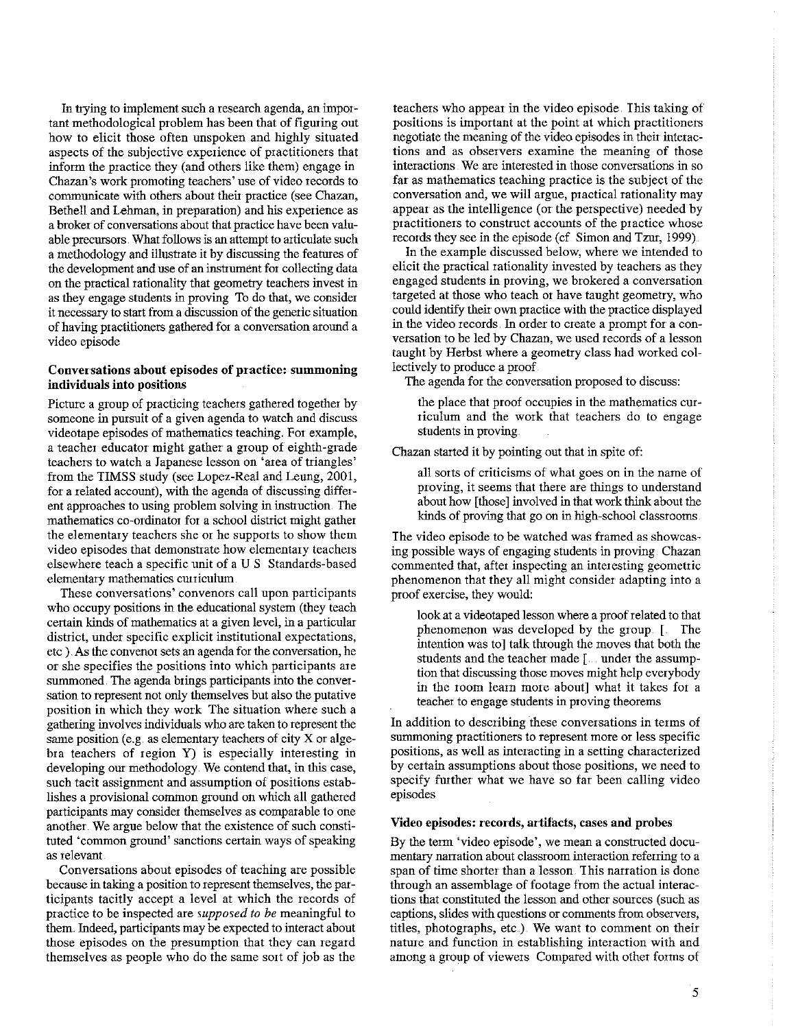In trying to implement such a research agenda, an important methodological problem has been that of figuring out how to elicit those often unspoken and highly situated aspects of the subjective experience of practitioners that inform the practice they (and others like them) engage in. Chazan's work promoting teachers' use of video records to communicate with others about their practice (see Chazan, Bethell and Lehman, in preparation) and his experience as a broker of conversations about that practice have been valuable precursors. What follows is an attempt to articulate such a methodology and illustrate it by discussing the features of the development and use of an instrument for collecting data on the practical rationality that geometry teachers invest in as they engage students in proving. To do that, we consider it necessary to start from a discussion of the generic situation of having practitioners gathered for a conversation around a video episode.

### Conversations about episodes of practice: summoning individuals into positions

Picture a group of practicing teachers gathered together by someone in pursuit of a given agenda to watch and discuss videotape episodes of mathematics teaching. For example, a teacher educator might gather a group of eighth-grade teachers to watch a Japanese lesson on 'area of triangles' from the TIMSS study (see Lopez-Real and Leung, 2001, for a related account), with the agenda of discussing different approaches to using problem solving in instruction. The mathematics co-ordinator for a school district might gather the elementary teachers she or he supports to show them video episodes that demonstrate how elementary teachers elsewhere teach a specific unit of a U.S. Standards-based elementary mathematics curriculum.

These conversations' convenors call upon participants who occupy positions in the educational system (they teach certain kinds of mathematics at a given level, in a particular district, under specific explicit institutional expectations, etc.). As the convenor sets an agenda for the conversation, he or she specifies the positions into which participants are summoned. The agenda brings participants into the conversation to represent not only themselves but also the putative position in which they work. The situation where such a gathering involves individuals who are taken to represent the same position (e.g. as elementary teachers of city X or algebra teachers of region Y) is especially interesting in developing our methodology. We contend that, in this case, such tacit assignment and assumption of positions establishes a provisional common ground on which all gathered participants may consider themselves as comparable to one another. We argue below that the existence of such constituted 'common ground' sanctions certain ways of speaking as relevant.

Conversations about episodes of teaching are possible because in taking a position to represent themselves, the participants tacitly accept a level at which the records of practice to be inspected are *supposed to be* meaningful to them. Indeed, participants may be expected to interact about those episodes on the presumption that they can regard themselves as people who do the same sort of job as the teachers who appear in the video episode. This taking of positions is important at the point at which practitioners negotiate the meaning of the video episodes in their interactions and as observers examine the meaning of those interactions. We are interested in those conversations in so far as mathematics teaching practice is the subject of the conversation and, we will argue, practical rationality may appear as the intelligence (or the perspective) needed by practitioners to construct accounts of the practice whose records they see in the episode (cf. Simon and Tzur, 1999).

In the example discussed below, where we intended to elicit the practical rationality invested by teachers as they engaged students in proving, we brokered a conversation targeted at those who teach or have taught geometry, who could identify their own practice with the practice displayed in the video records. In order to create a prompt for a conversation to be led by Chazan, we used records of a lesson taught by Herbst where a geometry class had worked collectively to produce a proof.

The agenda for the conversation proposed to discuss:

> the place that proof occupies in the mathematics curriculum and the work that teachers do to engage students in proving.

Chazan started it by pointing out that in spite of:

> all sorts of criticisms of what goes on in the name of proving, it seems that there are things to understand about how [those] involved in that work think about the kinds of proving that go on in high-school classrooms.

The video episode to be watched was framed as showcasing possible ways of engaging students in proving. Chazan commented that, after inspecting an interesting geometric phenomenon that they all might consider adapting into a proof exercise, they would:

> look at a videotaped lesson where a proof related to that phenomenon was developed by the group. [... The intention was to] talk through the moves that both the students and the teacher made [... under the assumption that discussing those moves might help everybody in the room learn more about] what it takes for a teacher to engage students in proving theorems.

In addition to describing these conversations in terms of summoning practitioners to represent more or less specific positions, as well as interacting in a setting characterized by certain assumptions about those positions, we need to specify further what we have so far been calling video episodes.

### Video episodes: records, artifacts, cases and probes

By the term 'video episode', we mean a constructed documentary narration about classroom interaction referring to a span of time shorter than a lesson. This narration is done through an assemblage of footage from the actual interactions that constituted the lesson and other sources (such as captions, slides with questions or comments from observers, titles, photographs, etc.). We want to comment on their nature and function in establishing interaction with and among a group of viewers. Compared with other forms of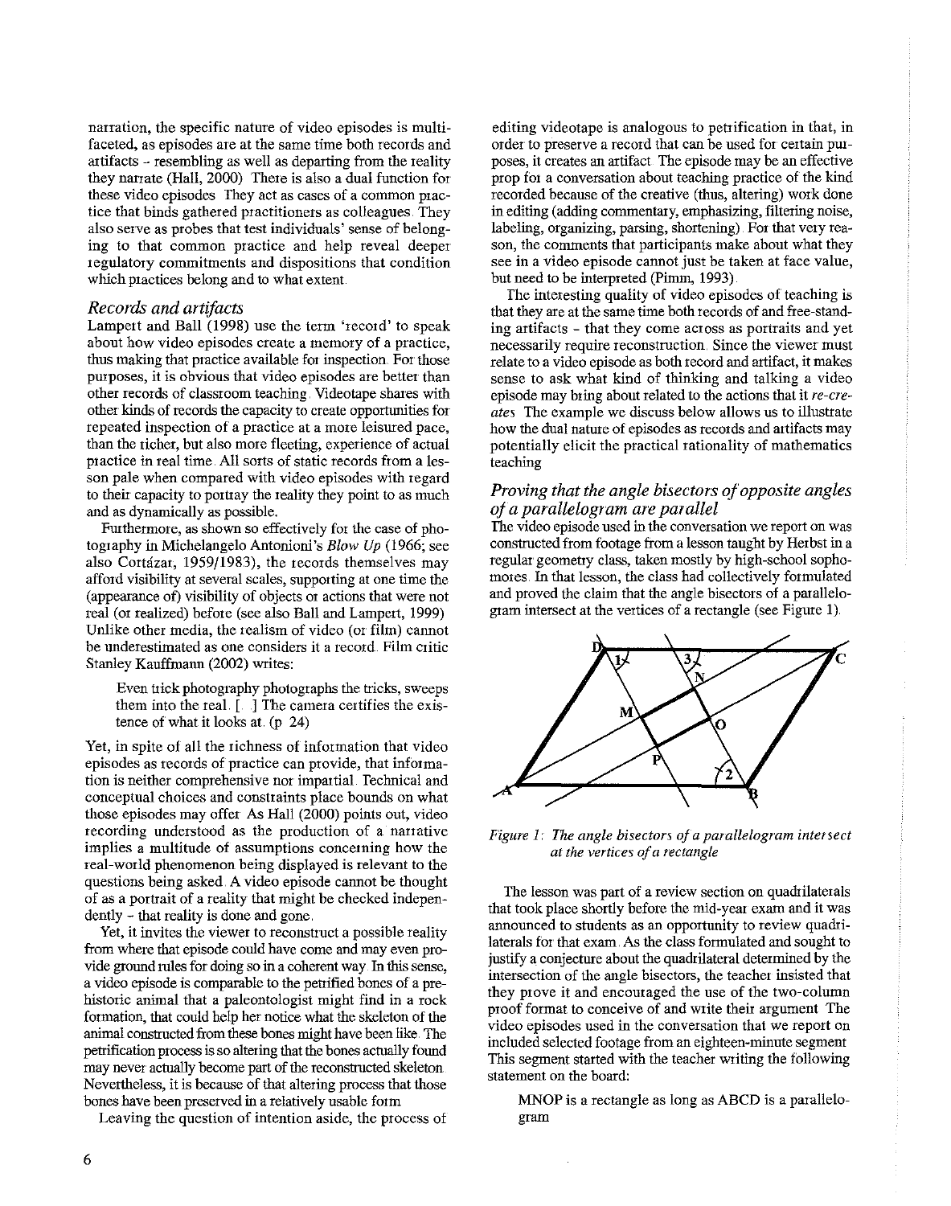narration, the specific nature of video episodes is multi-faceted, as episodes are at the same time both records and artifacts - resembling as well as departing from the reality they narrate (Hall, 2000). There is also a dual function for these video episodes. They act as cases of a common practice that binds gathered practitioners as colleagues. They also serve as probes that test individuals' sense of belonging to that common practice and help reveal deeper regulatory commitments and dispositions that condition which practices belong and to what extent.

### *Records and artifacts*

Lampert and Ball (1998) use the term 'record' to speak about how video episodes create a memory of a practice, thus making that practice available for inspection. For those purposes, it is obvious that video episodes are better than other records of classroom teaching. Videotape shares with other kinds of records the capacity to create opportunities for repeated inspection of a practice at a more leisured pace, than the richer, but also more fleeting, experience of actual practice in real time. All sorts of static records from a lesson pale when compared with video episodes with regard to their capacity to portray the reality they point to as much and as dynamically as possible.

Furthermore, as shown so effectively for the case of photography in Michelangelo Antonioni's *Blow Up* (1966; see also Cortázar, 1959/1983), the records themselves may afford visibility at several scales, supporting at one time the (appearance of) visibility of objects or actions that were not real (or realized) before (see also Ball and Lampert, 1999). Unlike other media, the realism of video (or film) cannot be underestimated as one considers it a record. Film critic Stanley Kauffmann (2002) writes:

> Even trick photography photographs the tricks, sweeps them into the real. [...] The camera certifies the existence of what it looks at. (p. 24)

Yet, in spite of all the richness of information that video episodes as records of practice can provide, that information is neither comprehensive nor impartial. Technical and conceptual choices and constraints place bounds on what those episodes may offer. As Hall (2000) points out, video recording understood as the production of a narrative implies a multitude of assumptions concerning how the real-world phenomenon being displayed is relevant to the questions being asked. A video episode cannot be thought of as a portrait of a reality that might be checked independently - that reality is done and gone.

Yet, it invites the viewer to reconstruct a possible reality from where that episode could have come and may even provide ground rules for doing so in a coherent way. In this sense, a video episode is comparable to the petrified bones of a prehistoric animal that a paleontologist might find in a rock formation, that could help her notice what the skeleton of the animal constructed from these bones might have been like. The petrification process is so altering that the bones actually found may never actually become part of the reconstructed skeleton. Nevertheless, it is because of that altering process that those bones have been preserved in a relatively usable form.

Leaving the question of intention aside, the process of editing videotape is analogous to petrification in that, in order to preserve a record that can be used for certain purposes, it creates an artifact. The episode may be an effective prop for a conversation about teaching practice of the kind recorded because of the creative (thus, altering) work done in editing (adding commentary, emphasizing, filtering noise, labeling, organizing, parsing, shortening). For that very reason, the comments that participants make about what they see in a video episode cannot just be taken at face value, but need to be interpreted (Pimm, 1993).

The interesting quality of video episodes of teaching is that they are at the same time both records of and free-standing artifacts - that they come across as portraits and yet necessarily require reconstruction. Since the viewer must relate to a video episode as both record and artifact, it makes sense to ask what kind of thinking and talking a video episode may bring about related to the actions that it *re-creates*. The example we discuss below allows us to illustrate how the dual nature of episodes as records and artifacts may potentially elicit the practical rationality of mathematics teaching.

### *Proving that the angle bisectors of opposite angles of a parallelogram are parallel*

The video episode used in the conversation we report on was constructed from footage from a lesson taught by Herbst in a regular geometry class, taken mostly by high-school sophomores. In that lesson, the class had collectively formulated and proved the claim that the angle bisectors of a parallelogram intersect at the vertices of a rectangle (see Figure 1).

*Figure 1: The angle bisectors of a parallelogram intersect at the vertices of a rectangle*

The lesson was part of a review section on quadrilaterals that took place shortly before the mid-year exam and it was announced to students as an opportunity to review quadrilaterals for that exam. As the class formulated and sought to justify a conjecture about the quadrilateral determined by the intersection of the angle bisectors, the teacher insisted that they prove it and encouraged the use of the two-column proof format to conceive of and write their argument. The video episodes used in the conversation that we report on included selected footage from an eighteen-minute segment. This segment started with the teacher writing the following statement on the board:

> MNOP is a rectangle as long as ABCD is a parallelogram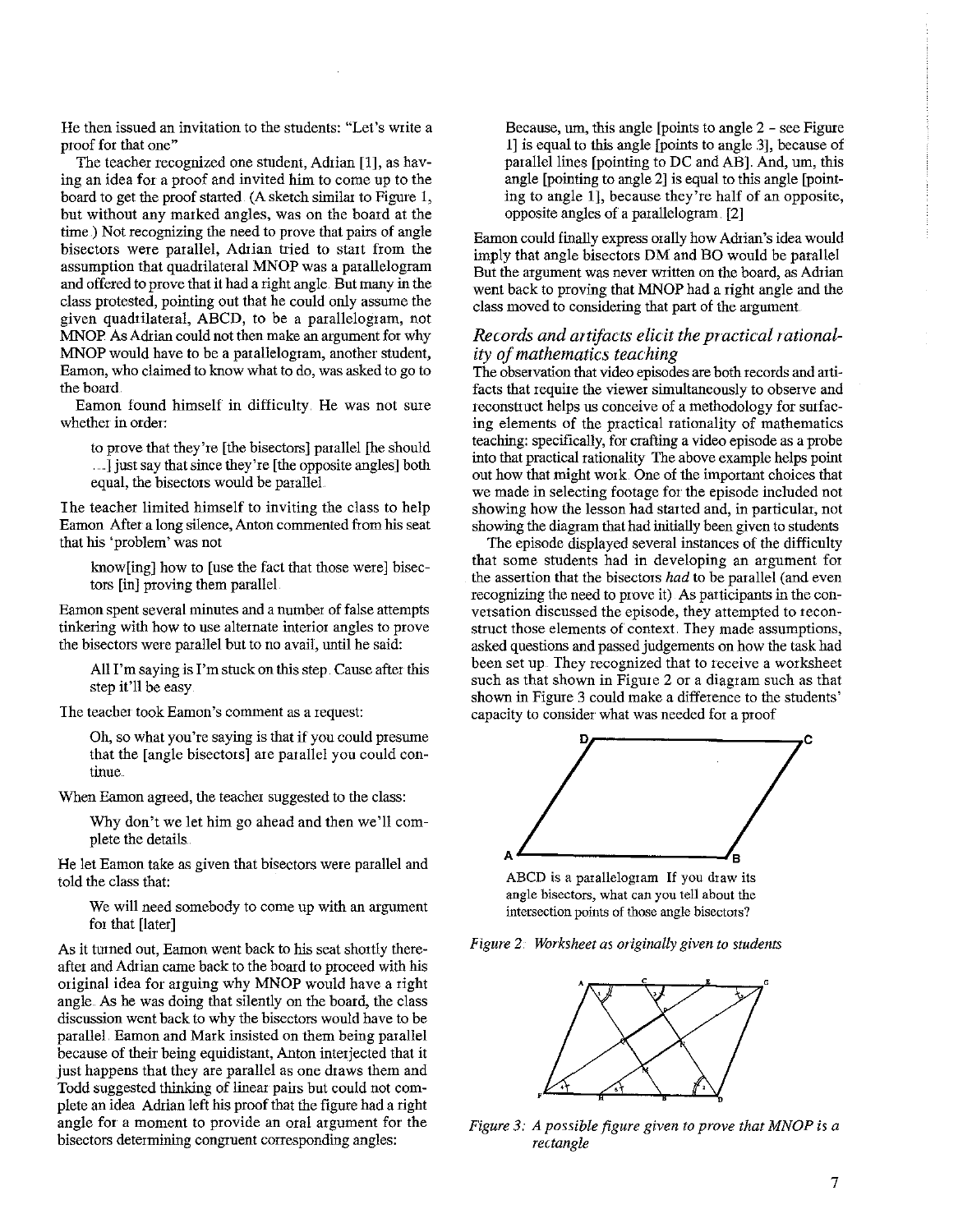He then issued an invitation to the students: "Let's write a proof for that one"

The teacher recognized one student, Adrian [1], as having an idea for a proof and invited him to come up to the board to get the proof started (A sketch similar to Figure 1, but without any marked angles, was on the board at the time.) Not recognizing the need to prove that pairs of angle bisectors were parallel, Adrian tried to start from the assumption that quadrilateral MNOP was a parallelogram and offered to prove that it had a right angle. But many in the class protested, pointing out that he could only assume the given quadrilateral, ABCD, to be a parallelogram, not MNOP. As Adrian could not then make an argument for why MNOP would have to be a parallelogram, another student, Eamon, who claimed to know what to do, was asked to go to the board.

Eamon found himself in difficulty. He was not sure whether in order:

> to prove that they're [the bisectors] parallel [he should ....] just say that since they're [the opposite angles] both equal, the bisectors would be parallel.

The teacher limited himself to inviting the class to help Eamon. After a long silence, Anton commented from his seat that his 'problem' was not

> know[ing] how to [use the fact that those were] bisectors [in] proving them parallel.

Eamon spent several minutes and a number of false attempts tinkering with how to use alternate interior angles to prove the bisectors were parallel but to no avail, until he said:

> All I'm saying is I'm stuck on this step. Cause after this step it'll be easy.

The teacher took Eamon's comment as a request:

> Oh, so what you're saying is that if you could presume that the [angle bisectors] are parallel you could continue..

When Eamon agreed, the teacher suggested to the class:

> Why don't we let him go ahead and then we'll complete the details.

He let Eamon take as given that bisectors were parallel and told the class that:

> We will need somebody to come up with an argument for that [later]

As it turned out, Eamon went back to his seat shortly thereafter and Adrian came back to the board to proceed with his original idea for arguing why MNOP would have a right angle. As he was doing that silently on the board, the class discussion went back to why the bisectors would have to be parallel. Eamon and Mark insisted on them being parallel because of their being equidistant, Anton interjected that it just happens that they are parallel as one draws them and Todd suggested thinking of linear pairs but could not complete an idea. Adrian left his proof that the figure had a right angle for a moment to provide an oral argument for the bisectors determining congruent corresponding angles:

> Because, um, this angle [points to angle 2 - see Figure 1] is equal to this angle [points to angle 3], because of parallel lines [pointing to DC and AB]. And, um, this angle [pointing to angle 2] is equal to this angle [pointing to angle 1], because they're half of an opposite, opposite angles of a parallelogram. [2]

Eamon could finally express orally how Adrian's idea would imply that angle bisectors DM and BO would be parallel. But the argument was never written on the board, as Adrian went back to proving that MNOP had a right angle and the class moved to considering that part of the argument.

### *Records and artifacts elicit the practical rationality of mathematics teaching*

The observation that video episodes are both records and artifacts that require the viewer simultaneously to observe and reconstruct helps us conceive of a methodology for surfacing elements of the practical rationality of mathematics teaching: specifically, for crafting a video episode as a probe into that practical rationality. The above example helps point out how that might work. One of the important choices that we made in selecting footage for the episode included not showing how the lesson had started and, in particular, not showing the diagram that had initially been given to students.

The episode displayed several instances of the difficulty that some students had in developing an argument for the assertion that the bisectors *had* to be parallel (and even recognizing the need to prove it). As participants in the conversation discussed the episode, they attempted to reconstruct those elements of context. They made assumptions, asked questions and passed judgements on how the task had been set up. They recognized that to receive a worksheet such as that shown in Figure 2 or a diagram such as that shown in Figure 3 could make a difference to the students' capacity to consider what was needed for a proof.

ABCD is a parallelogram. If you draw its angle bisectors, what can you tell about the intersection points of those angle bisectors?

*Figure 2: Worksheet as originally given to students*

*Figure 3: A possible figure given to prove that MNOP is a rectangle*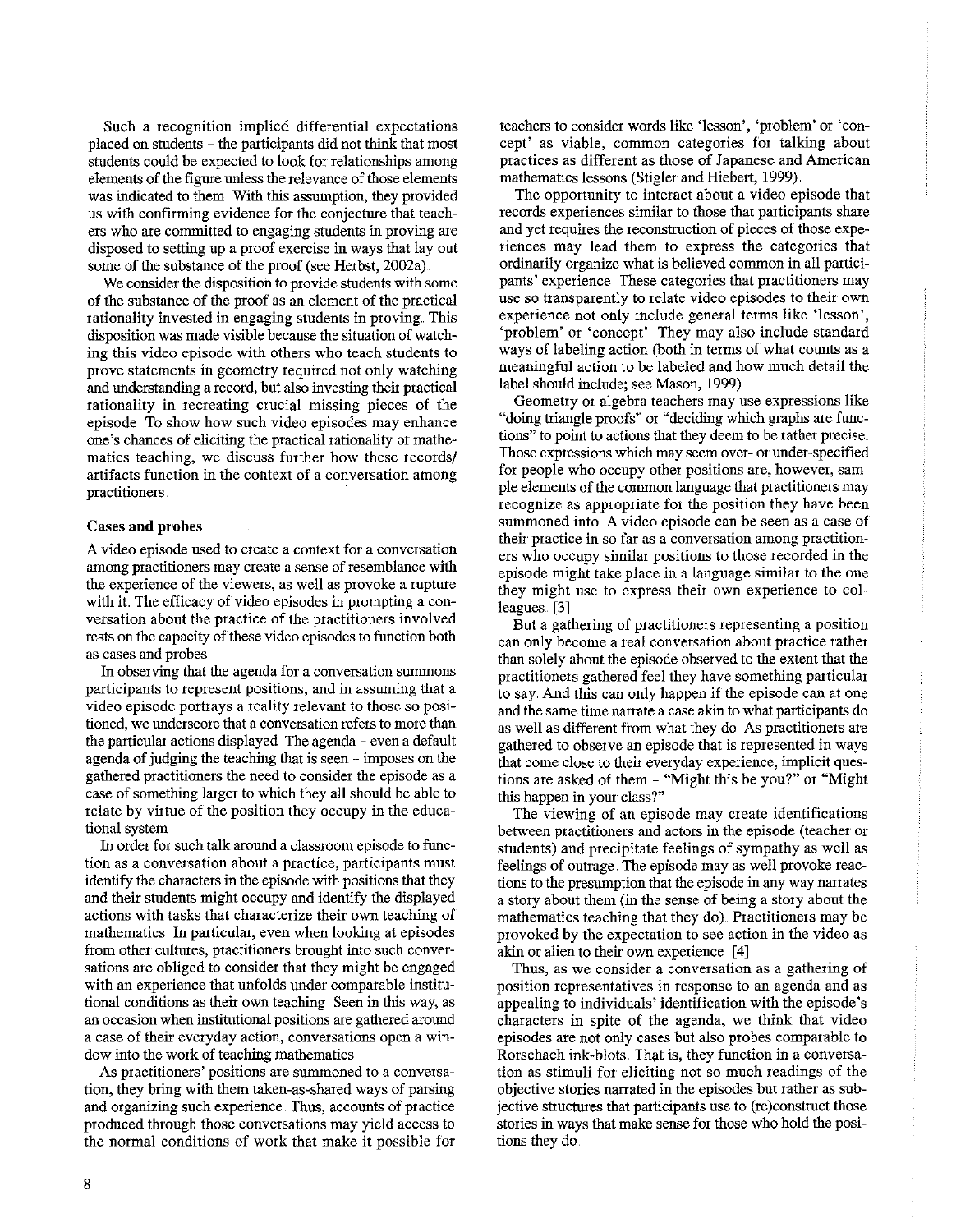Such a recognition implied differential expectations placed on students – the participants did not think that most students could be expected to look for relationships among elements of the figure unless the relevance of those elements was indicated to them. With this assumption, they provided us with confirming evidence for the conjecture that teachers who are committed to engaging students in proving are disposed to setting up a proof exercise in ways that lay out some of the substance of the proof (see Herbst, 2002a).

We consider the disposition to provide students with some of the substance of the proof as an element of the practical rationality invested in engaging students in proving. This disposition was made visible because the situation of watching this video episode with others who teach students to prove statements in geometry required not only watching and understanding a record, but also investing their practical rationality in recreating crucial missing pieces of the episode. To show how such video episodes may enhance one's chances of eliciting the practical rationality of mathematics teaching, we discuss further how these records/artifacts function in the context of a conversation among practitioners.

### Cases and probes

A video episode used to create a context for a conversation among practitioners may create a sense of resemblance with the experience of the viewers, as well as provoke a rupture with it. The efficacy of video episodes in prompting a conversation about the practice of the practitioners involved rests on the capacity of these video episodes to function both as cases and probes.

In observing that the agenda for a conversation summons participants to represent positions, and in assuming that a video episode portrays a reality relevant to those so positioned, we underscore that a conversation refers to more than the particular actions displayed. The agenda – even a default agenda of judging the teaching that is seen – imposes on the gathered practitioners the need to consider the episode as a case of something larger to which they all should be able to relate by virtue of the position they occupy in the educational system.

In order for such talk around a classroom episode to function as a conversation about a practice, participants must identify the characters in the episode with positions that they and their students might occupy and identify the displayed actions with tasks that characterize their own teaching of mathematics. In particular, even when looking at episodes from other cultures, practitioners brought into such conversations are obliged to consider that they might be engaged with an experience that unfolds under comparable institutional conditions as their own teaching. Seen in this way, as an occasion when institutional positions are gathered around a case of their everyday action, conversations open a window into the work of teaching mathematics.

As practitioners' positions are summoned to a conversation, they bring with them taken-as-shared ways of parsing and organizing such experience. Thus, accounts of practice produced through those conversations may yield access to the normal conditions of work that make it possible for teachers to consider words like 'lesson', 'problem' or 'concept' as viable, common categories for talking about practices as different as those of Japanese and American mathematics lessons (Stigler and Hiebert, 1999).

The opportunity to interact about a video episode that records experiences similar to those that participants share and yet requires the reconstruction of pieces of those experiences may lead them to express the categories that ordinarily organize what is believed common in all participants' experience. These categories that practitioners may use so transparently to relate video episodes to their own experience not only include general terms like 'lesson', 'problem' or 'concept'. They may also include standard ways of labeling action (both in terms of what counts as a meaningful action to be labeled and how much detail the label should include; see Mason, 1999).

Geometry or algebra teachers may use expressions like "doing triangle proofs" or "deciding which graphs are functions" to point to actions that they deem to be rather precise. Those expressions which may seem over- or under-specified for people who occupy other positions are, however, sample elements of the common language that practitioners may recognize as appropriate for the position they have been summoned into. A video episode can be seen as a case of their practice in so far as a conversation among practitioners who occupy similar positions to those recorded in the episode might take place in a language similar to the one they might use to express their own experience to colleagues. [3]

But a gathering of practitioners representing a position can only become a real conversation about practice rather than solely about the episode observed to the extent that the practitioners gathered feel they have something particular to say. And this can only happen if the episode can at one and the same time narrate a case akin to what participants do as well as different from what they do. As practitioners are gathered to observe an episode that is represented in ways that come close to their everyday experience, implicit questions are asked of them – "Might this be you?" or "Might this happen in your class?"

The viewing of an episode may create identifications between practitioners and actors in the episode (teacher or students) and precipitate feelings of sympathy as well as feelings of outrage. The episode may as well provoke reactions to the presumption that the episode in any way narrates a story about them (in the sense of being a story about the mathematics teaching that they do). Practitioners may be provoked by the expectation to see action in the video as akin or alien to their own experience. [4]

Thus, as we consider a conversation as a gathering of position representatives in response to an agenda and as appealing to individuals' identification with the episode's characters in spite of the agenda, we think that video episodes are not only cases but also probes comparable to Rorschach ink-blots. That is, they function in a conversation as stimuli for eliciting not so much readings of the objective stories narrated in the episodes but rather as subjective structures that participants use to (re)construct those stories in ways that make sense for those who hold the positions they do.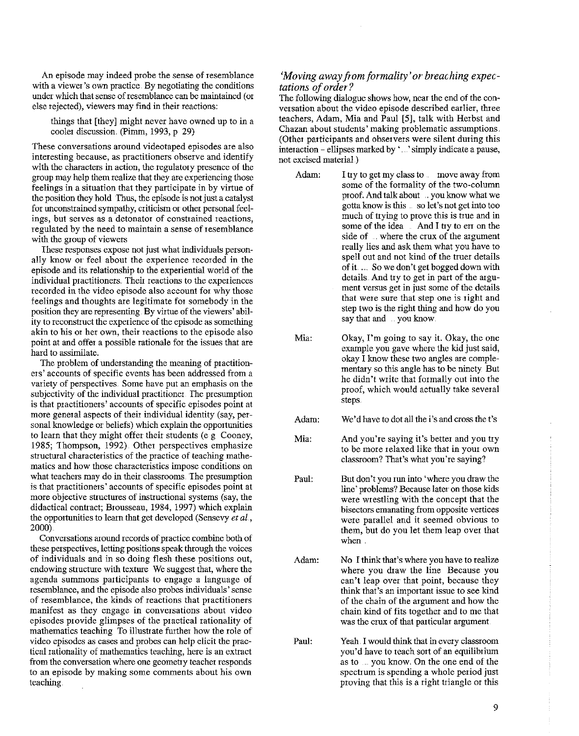An episode may indeed probe the sense of resemblance with a viewer's own practice. By negotiating the conditions under which that sense of resemblance can be maintained (or else rejected), viewers may find in their reactions:

> things that [they] might never have owned up to in a cooler discussion. (Pimm, 1993, p 29)

These conversations around videotaped episodes are also interesting because, as practitioners observe and identify with the characters in action, the regulatory presence of the group may help them realize that they are experiencing those feelings in a situation that they participate in by virtue of the position they hold. Thus, the episode is not just a catalyst for unconstrained sympathy, criticism or other personal feelings, but serves as a detonator of constrained reactions, regulated by the need to maintain a sense of resemblance with the group of viewers.

These responses expose not just what individuals personally know or feel about the experience recorded in the episode and its relationship to the experiential world of the individual practitioners. Their reactions to the experiences recorded in the video episode also account for why those feelings and thoughts are legitimate for somebody in the position they are representing. By virtue of the viewers' ability to reconstruct the experience of the episode as something akin to his or her own, their reactions to the episode also point at and offer a possible rationale for the issues that are hard to assimilate.

The problem of understanding the meaning of practitioners' accounts of specific events has been addressed from a variety of perspectives. Some have put an emphasis on the subjectivity of the individual practitioner. The presumption is that practitioners' accounts of specific episodes point at more general aspects of their individual identity (say, personal knowledge or beliefs) which explain the opportunities to learn that they might offer their students (e.g. Cooney, 1985; Thompson, 1992). Other perspectives emphasize structural characteristics of the practice of teaching mathematics and how those characteristics impose conditions on what teachers may do in their classrooms. The presumption is that practitioners' accounts of specific episodes point at more objective structures of instructional systems (say, the didactical contract; Brousseau, 1984, 1997) which explain the opportunities to learn that get developed (Sensevy *et al.*, 2000).

Conversations around records of practice combine both of these perspectives, letting positions speak through the voices of individuals and in so doing flesh these positions out, endowing structure with texture. We suggest that, where the agenda summons participants to engage a language of resemblance, and the episode also probes individuals' sense of resemblance, the kinds of reactions that practitioners manifest as they engage in conversations about video episodes provide glimpses of the practical rationality of mathematics teaching. To illustrate further how the role of video episodes as cases and probes can help elicit the practical rationality of mathematics teaching, here is an extract from the conversation where one geometry teacher responds to an episode by making some comments about his own teaching.

## *'Moving away from formality' or breaching expectations of order?*

The following dialogue shows how, near the end of the conversation about the video episode described earlier, three teachers, Adam, Mia and Paul [5], talk with Herbst and Chazan about students' making problematic assumptions. (Other participants and observers were silent during this interaction – ellipses marked by '...' simply indicate a pause, not excised material.)

**Adam:** I try to get my class to ... move away from some of the formality of the two-column proof. And talk about ... you know what we gotta know is this ... so let's not get into too much of trying to prove this is true and in some of the idea ... And I try to err on the side of ... where the crux of the argument really lies and ask them what you have to spell out and not kind of the truer details of it. ... So we don't get bogged down with details. And try to get in part of the argument versus get in just some of the details that were sure that step one is right and step two is the right thing and how do you say that and ... you know.

**Mia:** Okay, I'm going to say it. Okay, the one example you gave where the kid just said, okay I know these two angles are complementary so this angle has to be ninety. But he didn't write that formally out into the proof, which would actually take several steps.

**Adam:** We'd have to dot all the i's and cross the t's.

**Mia:** And you're saying it's better and you try to be more relaxed like that in your own classroom? That's what you're saying?

**Paul:** But don't you run into 'where you draw the line' problems? Because later on those kids were wrestling with the concept that the bisectors emanating from opposite vertices were parallel and it seemed obvious to them, but do you let them leap over that when ...

**Adam:** No. I think that's where you have to realize where you draw the line. Because you can't leap over that point, because they think that's an important issue to see kind of the chain of the argument and how the chain kind of fits together and to me that was the crux of that particular argument.

**Paul:** Yeah. I would think that in every classroom you'd have to teach sort of an equilibrium as to ... you know. On the one end of the spectrum is spending a whole period just proving that this is a right triangle or this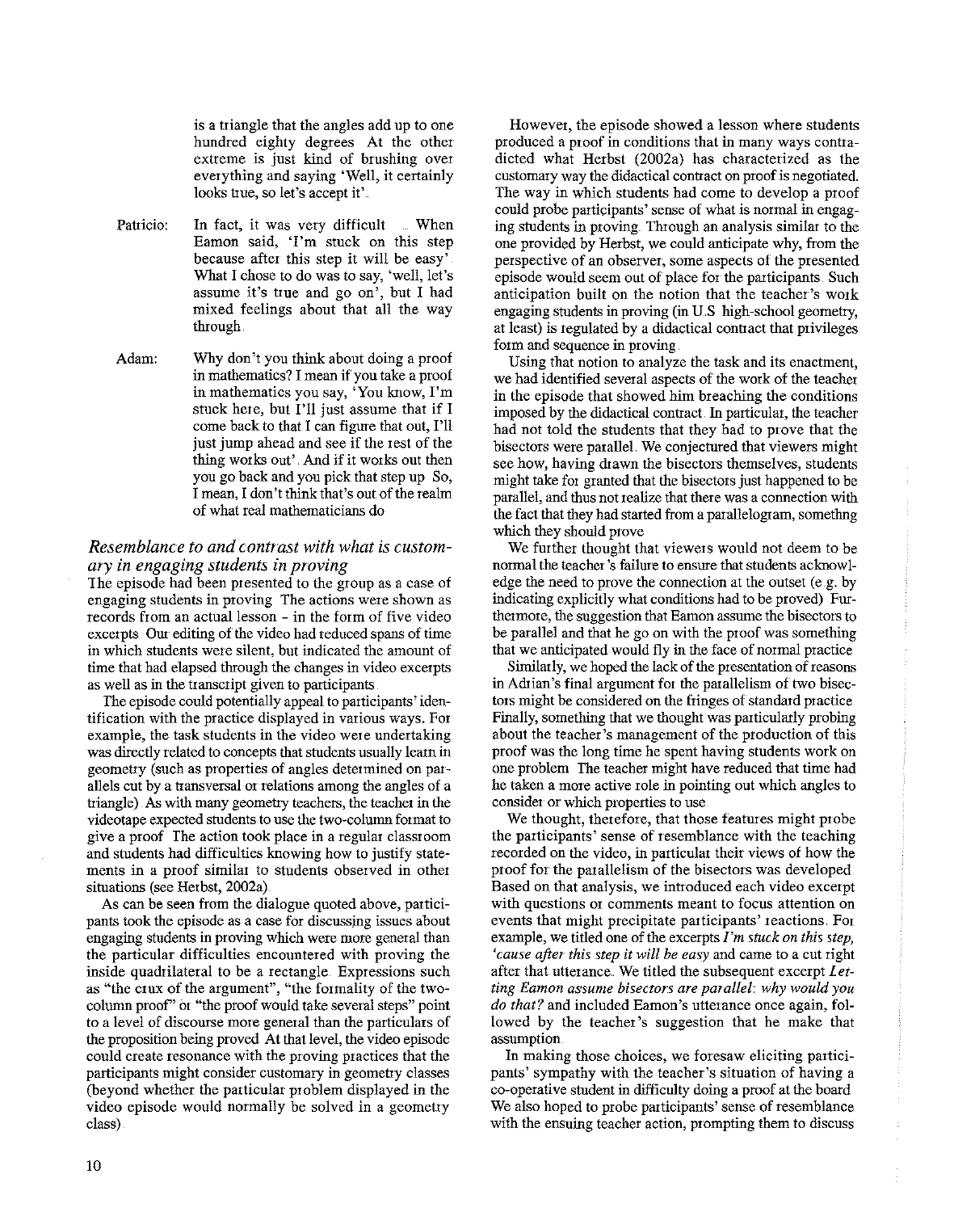is a triangle that the angles add up to one hundred eighty degrees At the other extreme is just kind of brushing over everything and saying 'Well, it certainly looks true, so let's accept it'.

Patricio: In fact, it was very difficult ... When Eamon said, 'I'm stuck on this step because after this step it will be easy'. What I chose to do was to say, 'well, let's assume it's true and go on', but I had mixed feelings about that all the way through.

Adam: Why don't you think about doing a proof in mathematics? I mean if you take a proof in mathematics you say, 'You know, I'm stuck here, but I'll just assume that if I come back to that I can figure that out, I'll just jump ahead and see if the rest of the thing works out'. And if it works out then you go back and you pick that step up So, I mean, I don't think that's out of the realm of what real mathematicians do

### *Resemblance to and contrast with what is customary in engaging students in proving*

The episode had been presented to the group as a case of engaging students in proving The actions were shown as records from an actual lesson - in the form of five video excerpts Our editing of the video had reduced spans of time in which students were silent, but indicated the amount of time that had elapsed through the changes in video excerpts as well as in the transcript given to participants.

The episode could potentially appeal to participants' identification with the practice displayed in various ways. For example, the task students in the video were undertaking was directly related to concepts that students usually learn in geometry (such as properties of angles determined on parallels cut by a transversal or relations among the angles of a triangle) As with many geometry teachers, the teacher in the videotape expected students to use the two-column format to give a proof The action took place in a regular classroom and students had difficulties knowing how to justify statements in a proof similar to students observed in other situations (see Herbst, 2002a).

As can be seen from the dialogue quoted above, participants took the episode as a case for discussing issues about engaging students in proving which were more general than the particular difficulties encountered with proving the inside quadrilateral to be a rectangle. Expressions such as "the crux of the argument", "the formality of the two-column proof" or "the proof would take several steps" point to a level of discourse more general than the particulars of the proposition being proved At that level, the video episode could create resonance with the proving practices that the participants might consider customary in geometry classes (beyond whether the particular problem displayed in the video episode would normally be solved in a geometry class).

However, the episode showed a lesson where students produced a proof in conditions that in many ways contradicted what Herbst (2002a) has characterized as the customary way the didactical contract on proof is negotiated. The way in which students had come to develop a proof could probe participants' sense of what is normal in engaging students in proving. Through an analysis similar to the one provided by Herbst, we could anticipate why, from the perspective of an observer, some aspects of the presented episode would seem out of place for the participants. Such anticipation built on the notion that the teacher's work engaging students in proving (in U.S high-school geometry, at least) is regulated by a didactical contract that privileges form and sequence in proving.

Using that notion to analyze the task and its enactment, we had identified several aspects of the work of the teacher in the episode that showed him breaching the conditions imposed by the didactical contract. In particular, the teacher had not told the students that they had to prove that the bisectors were parallel. We conjectured that viewers might see how, having drawn the bisectors themselves, students might take for granted that the bisectors just happened to be parallel, and thus not realize that there was a connection with the fact that they had started from a parallelogram, somethng which they should prove

We further thought that viewers would not deem to be normal the teacher's failure to ensure that students acknowledge the need to prove the connection at the outset (e.g. by indicating explicitly what conditions had to be proved) Furthermore, the suggestion that Eamon assume the bisectors to be parallel and that he go on with the proof was something that we anticipated would fly in the face of normal practice

Similarly, we hoped the lack of the presentation of reasons in Adrian's final argument for the parallelism of two bisectors might be considered on the fringes of standard practice Finally, something that we thought was particularly probing about the teacher's management of the production of this proof was the long time he spent having students work on one problem The teacher might have reduced that time had he taken a more active role in pointing out which angles to consider or which properties to use.

We thought, therefore, that those features might probe the participants' sense of resemblance with the teaching recorded on the video, in particular their views of how the proof for the parallelism of the bisectors was developed. Based on that analysis, we introduced each video excerpt with questions or comments meant to focus attention on events that might precipitate participants' reactions. For example, we titled one of the excerpts *I'm stuck on this step, 'cause after this step it will be easy* and came to a cut right after that utterance. We titled the subsequent excerpt *Letting Eamon assume bisectors are parallel: why would you do that?* and included Eamon's utterance once again, followed by the teacher's suggestion that he make that assumption.

In making those choices, we foresaw eliciting participants' sympathy with the teacher's situation of having a co-operative student in difficulty doing a proof at the board We also hoped to probe participants' sense of resemblance with the ensuing teacher action, prompting them to discuss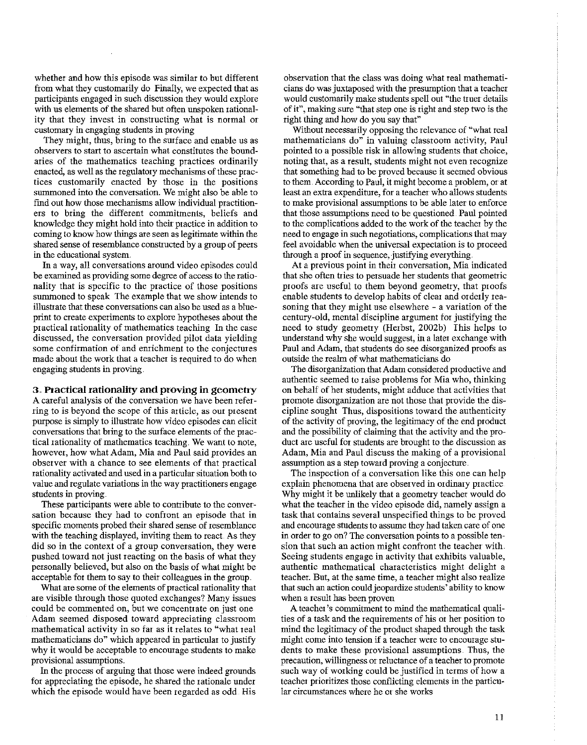whether and how this episode was similar to but different from what they customarily do. Finally, we expected that as participants engaged in such discussion they would explore with us elements of the shared but often unspoken rationality that they invest in constructing what is normal or customary in engaging students in proving.

They might, thus, bring to the surface and enable us as observers to start to ascertain what constitutes the boundaries of the mathematics teaching practices ordinarily enacted, as well as the regulatory mechanisms of these practices customarily enacted by those in the positions summoned into the conversation. We might also be able to find out how those mechanisms allow individual practitioners to bring the different commitments, beliefs and knowledge they might hold into their practice in addition to coming to know how things are seen as legitimate within the shared sense of resemblance constructed by a group of peers in the educational system.

In a way, all conversations around video episodes could be examined as providing some degree of access to the rationality that is specific to the practice of those positions summoned to speak. The example that we show intends to illustrate that these conversations can also be used as a blueprint to create experiments to explore hypotheses about the practical rationality of mathematics teaching. In the case discussed, the conversation provided pilot data yielding some confirmation of and enrichment to the conjectures made about the work that a teacher is required to do when engaging students in proving.

## 3. Practical rationality and proving in geometry

A careful analysis of the conversation we have been referring to is beyond the scope of this article, as our present purpose is simply to illustrate how video episodes can elicit conversations that bring to the surface elements of the practical rationality of mathematics teaching. We want to note, however, how what Adam, Mia and Paul said provides an observer with a chance to see elements of that practical rationality activated and used in a particular situation both to value and regulate variations in the way practitioners engage students in proving.

These participants were able to contribute to the conversation because they had to confront an episode that in specific moments probed their shared sense of resemblance with the teaching displayed, inviting them to react. As they did so in the context of a group conversation, they were pushed toward not just reacting on the basis of what they personally believed, but also on the basis of what might be acceptable for them to say to their colleagues in the group.

What are some of the elements of practical rationality that are visible through those quoted exchanges? Many issues could be commented on, but we concentrate on just one. Adam seemed disposed toward appreciating classroom mathematical activity in so far as it relates to "what real mathematicians do" which appeared in particular to justify why it would be acceptable to encourage students to make provisional assumptions.

In the process of arguing that those were indeed grounds for appreciating the episode, he shared the rationale under which the episode would have been regarded as odd. His observation that the class was doing what real mathematicians do was juxtaposed with the presumption that a teacher would customarily make students spell out "the truer details of it", making sure "that step one is right and step two is the right thing and how do you say that".

Without necessarily opposing the relevance of "what real mathematicians do" in valuing classroom activity, Paul pointed to a possible risk in allowing students that choice, noting that, as a result, students might not even recognize that something had to be proved because it seemed obvious to them. According to Paul, it might become a problem, or at least an extra expenditure, for a teacher who allows students to make provisional assumptions to be able later to enforce that those assumptions need to be questioned. Paul pointed to the complications added to the work of the teacher by the need to engage in such negotiations, complications that may feel avoidable when the universal expectation is to proceed through a proof in sequence, justifying everything.

At a previous point in their conversation, Mia indicated that she often tries to persuade her students that geometric proofs are useful to them beyond geometry, that proofs enable students to develop habits of clear and orderly reasoning that they might use elsewhere - a variation of the century-old, mental discipline argument for justifying the need to study geometry (Herbst, 2002b). This helps to understand why she would suggest, in a later exchange with Paul and Adam, that students do see disorganized proofs as outside the realm of what mathematicians do.

The disorganization that Adam considered productive and authentic seemed to raise problems for Mia who, thinking on behalf of her students, might adduce that activities that promote disorganization are not those that provide the discipline sought. Thus, dispositions toward the authenticity of the activity of proving, the legitimacy of the end product and the possibility of claiming that the activity and the product are useful for students are brought to the discussion as Adam, Mia and Paul discuss the making of a provisional assumption as a step toward proving a conjecture.

The inspection of a conversation like this one can help explain phenomena that are observed in ordinary practice. Why might it be unlikely that a geometry teacher would do what the teacher in the video episode did, namely assign a task that contains several unspecified things to be proved and encourage students to assume they had taken care of one in order to go on? The conversation points to a possible tension that such an action might confront the teacher with. Seeing students engage in activity that exhibits valuable, authentic mathematical characteristics might delight a teacher. But, at the same time, a teacher might also realize that such an action could jeopardize students' ability to know when a result has been proven.

A teacher's commitment to mind the mathematical qualities of a task and the requirements of his or her position to mind the legitimacy of the product shaped through the task might come into tension if a teacher were to encourage students to make these provisional assumptions. Thus, the precaution, willingness or reluctance of a teacher to promote such way of working could be justified in terms of how a teacher prioritizes those conflicting elements in the particular circumstances where he or she works.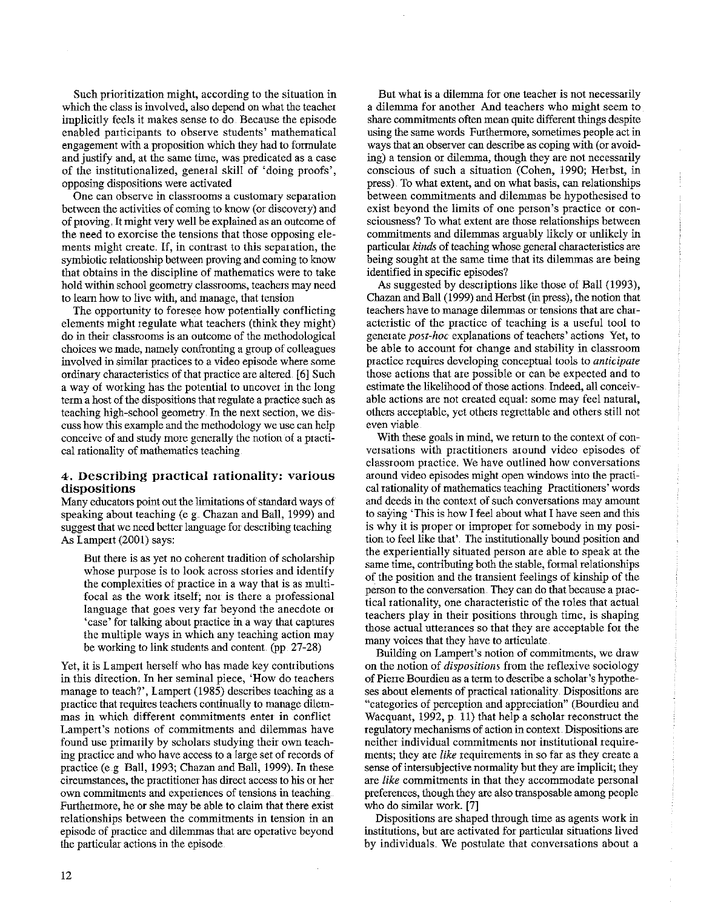Such prioritization might, according to the situation in which the class is involved, also depend on what the teacher implicitly feels it makes sense to do. Because the episode enabled participants to observe students' mathematical engagement with a proposition which they had to formulate and justify and, at the same time, was predicated as a case of the institutionalized, general skill of 'doing proofs', opposing dispositions were activated.

One can observe in classrooms a customary separation between the activities of coming to know (or discovery) and of proving. It might very well be explained as an outcome of the need to exorcise the tensions that those opposing elements might create. If, in contrast to this separation, the symbiotic relationship between proving and coming to know that obtains in the discipline of mathematics were to take hold within school geometry classrooms, teachers may need to learn how to live with, and manage, that tension.

The opportunity to foresee how potentially conflicting elements might regulate what teachers (think they might) do in their classrooms is an outcome of the methodological choices we made, namely confronting a group of colleagues involved in similar practices to a video episode where some ordinary characteristics of that practice are altered. [6] Such a way of working has the potential to uncover in the long term a host of the dispositions that regulate a practice such as teaching high-school geometry. In the next section, we discuss how this example and the methodology we use can help conceive of and study more generally the notion of a practical rationality of mathematics teaching.

## 4. Describing practical rationality: various dispositions

Many educators point out the limitations of standard ways of speaking about teaching (e.g. Chazan and Ball, 1999) and suggest that we need better language for describing teaching. As Lampert (2001) says:

> But there is as yet no coherent tradition of scholarship whose purpose is to look across stories and identify the complexities of practice in a way that is as multi-focal as the work itself; nor is there a professional language that goes very far beyond the anecdote or 'case' for talking about practice in a way that captures the multiple ways in which any teaching action may be working to link students and content. (pp. 27-28)

Yet, it is Lampert herself who has made key contributions in this direction. In her seminal piece, 'How do teachers manage to teach?', Lampert (1985) describes teaching as a practice that requires teachers continually to manage dilemmas in which different commitments enter in conflict. Lampert's notions of commitments and dilemmas have found use primarily by scholars studying their own teaching practice and who have access to a large set of records of practice (e.g. Ball, 1993; Chazan and Ball, 1999). In these circumstances, the practitioner has direct access to his or her own commitments and experiences of tensions in teaching. Furthermore, he or she may be able to claim that there exist relationships between the commitments in tension in an episode of practice and dilemmas that are operative beyond the particular actions in the episode.

But what is a dilemma for one teacher is not necessarily a dilemma for another. And teachers who might seem to share commitments often mean quite different things despite using the same words. Furthermore, sometimes people act in ways that an observer can describe as coping with (or avoiding) a tension or dilemma, though they are not necessarily conscious of such a situation (Cohen, 1990; Herbst, in press). To what extent, and on what basis, can relationships between commitments and dilemmas be hypothesised to exist beyond the limits of one person's practice or consciousness? To what extent are those relationships between commitments and dilemmas arguably likely or unlikely in particular *kinds* of teaching whose general characteristics are being sought at the same time that its dilemmas are being identified in specific episodes?

As suggested by descriptions like those of Ball (1993), Chazan and Ball (1999) and Herbst (in press), the notion that teachers have to manage dilemmas or tensions that are characteristic of the practice of teaching is a useful tool to generate *post-hoc* explanations of teachers' actions. Yet, to be able to account for change and stability in classroom practice requires developing conceptual tools to *anticipate* those actions that are possible or can be expected and to estimate the likelihood of those actions. Indeed, all conceivable actions are not created equal: some may feel natural, others acceptable, yet others regrettable and others still not even viable.

With these goals in mind, we return to the context of conversations with practitioners around video episodes of classroom practice. We have outlined how conversations around video episodes might open windows into the practical rationality of mathematics teaching. Practitioners' words and deeds in the context of such conversations may amount to saying 'This is how I feel about what I have seen and this is why it is proper or improper for somebody in my position to feel like that'. The institutionally bound position and the experientially situated person are able to speak at the same time, contributing both the stable, formal relationships of the position and the transient feelings of kinship of the person to the conversation. They can do that because a practical rationality, one characteristic of the roles that actual teachers play in their positions through time, is shaping those actual utterances so that they are acceptable for the many voices that they have to articulate.

Building on Lampert's notion of commitments, we draw on the notion of *dispositions* from the reflexive sociology of Pierre Bourdieu as a term to describe a scholar's hypotheses about elements of practical rationality. Dispositions are "categories of perception and appreciation" (Bourdieu and Wacquant, 1992, p. 11) that help a scholar reconstruct the regulatory mechanisms of action in context. Dispositions are neither individual commitments nor institutional requirements; they are *like* requirements in so far as they create a sense of intersubjective normality but they are implicit; they are *like* commitments in that they accommodate personal preferences, though they are also transposable among people who do similar work. [7]

Dispositions are shaped through time as agents work in institutions, but are activated for particular situations lived by individuals. We postulate that conversations about a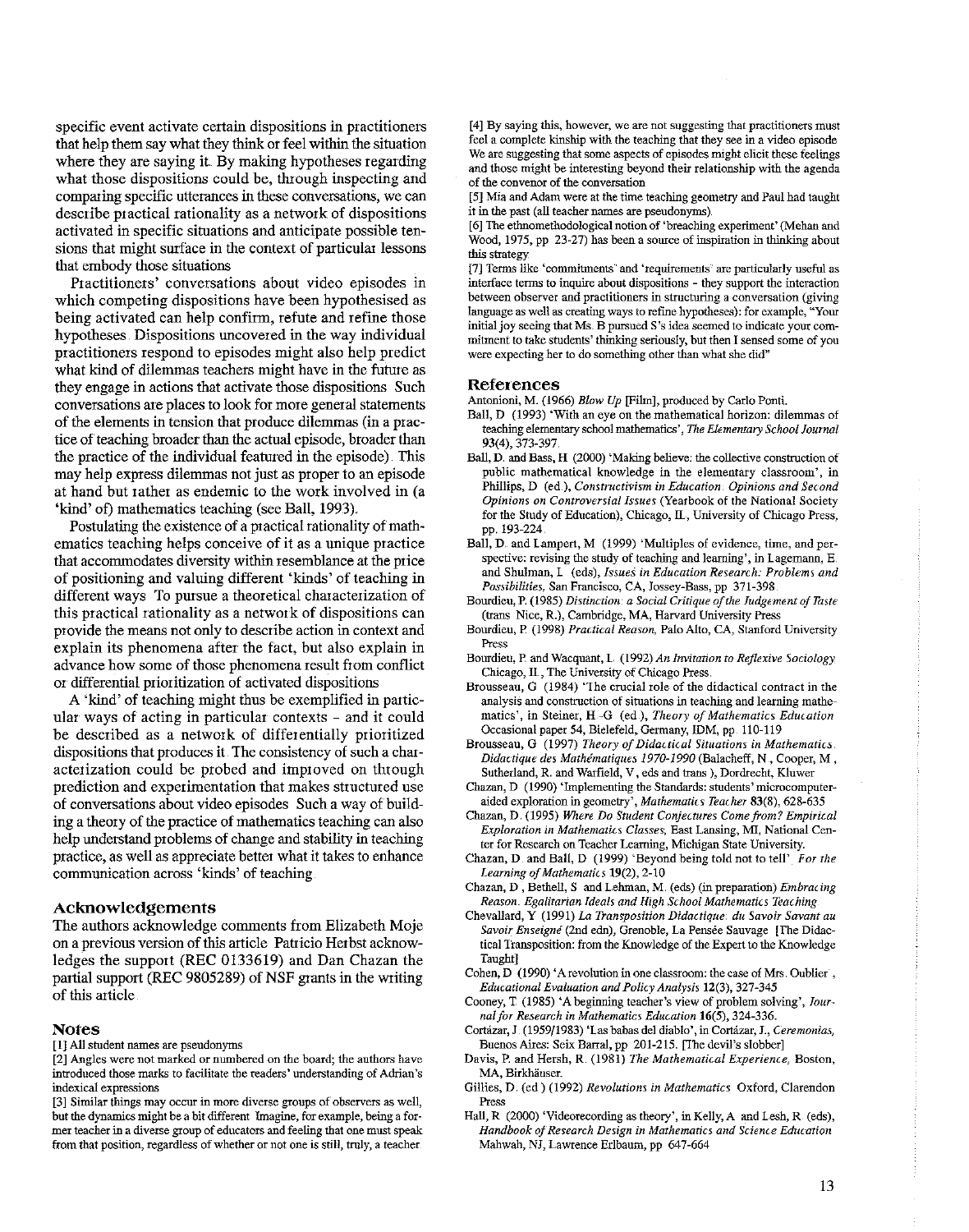specific event activate certain dispositions in practitioners that help them say what they think or feel within the situation where they are saying it. By making hypotheses regarding what those dispositions could be, through inspecting and comparing specific utterances in these conversations, we can describe practical rationality as a network of dispositions activated in specific situations and anticipate possible tensions that might surface in the context of particular lessons that embody those situations

Practitioners' conversations about video episodes in which competing dispositions have been hypothesised as being activated can help confirm, refute and refine those hypotheses. Dispositions uncovered in the way individual practitioners respond to episodes might also help predict what kind of dilemmas teachers might have in the future as they engage in actions that activate those dispositions. Such conversations are places to look for more general statements of the elements in tension that produce dilemmas (in a practice of teaching broader than the actual episode, broader than the practice of the individual featured in the episode). This may help express dilemmas not just as proper to an episode at hand but rather as endemic to the work involved in (a 'kind' of) mathematics teaching (see Ball, 1993).

Postulating the existence of a practical rationality of mathematics teaching helps conceive of it as a unique practice that accommodates diversity within resemblance at the price of positioning and valuing different 'kinds' of teaching in different ways. To pursue a theoretical characterization of this practical rationality as a network of dispositions can provide the means not only to describe action in context and explain its phenomena after the fact, but also explain in advance how some of those phenomena result from conflict or differential prioritization of activated dispositions

A 'kind' of teaching might thus be exemplified in particular ways of acting in particular contexts - and it could be described as a network of differentially prioritized dispositions that produces it. The consistency of such a characterization could be probed and improved on through prediction and experimentation that makes structured use of conversations about video episodes. Such a way of building a theory of the practice of mathematics teaching can also help understand problems of change and stability in teaching practice, as well as appreciate better what it takes to enhance communication across 'kinds' of teaching.

## Acknowledgements

The authors acknowledge comments from Elizabeth Moje on a previous version of this article. Patricio Herbst acknowledges the support (REC 0133619) and Dan Chazan the partial support (REC 9805289) of NSF grants in the writing of this article.

## Notes

[1] All student names are pseudonyms

[2] Angles were not marked or numbered on the board; the authors have introduced those marks to facilitate the readers' understanding of Adrian's indexical expressions

[3] Similar things may occur in more diverse groups of observers as well, but the dynamics might be a bit different. Imagine, for example, being a former teacher in a diverse group of educators and feeling that one must speak from that position, regardless of whether or not one is still, truly, a teacher

[4] By saying this, however, we are not suggesting that practitioners must feel a complete kinship with the teaching that they see in a video episode. We are suggesting that some aspects of episodes might elicit these feelings and those might be interesting beyond their relationship with the agenda of the convenor of the conversation

[5] Mia and Adam were at the time teaching geometry and Paul had taught it in the past (all teacher names are pseudonyms).

[6] The ethnomethodological notion of 'breaching experiment' (Mehan and Wood, 1975, pp. 23-27) has been a source of inspiration in thinking about this strategy

[7] Terms like 'commitments' and 'requirements' are particularly useful as interface terms to inquire about dispositions - they support the interaction between observer and practitioners in structuring a conversation (giving language as well as creating ways to refine hypotheses): for example, "Your initial joy seeing that Ms. B pursued S's idea seemed to indicate your commitment to take students' thinking seriously, but then I sensed some of you were expecting her to do something other than what she did"

## References

Antonioni, M. (1966) *Blow Up* [Film], produced by Carlo Ponti.

Ball, D. (1993) 'With an eye on the mathematical horizon: dilemmas of teaching elementary school mathematics', *The Elementary School Journal* 93(4), 373-397.

Ball, D. and Bass, H. (2000) 'Making believe: the collective construction of public mathematical knowledge in the elementary classroom', in Phillips, D. (ed.), *Constructivism in Education. Opinions and Second Opinions on Controversial Issues* (Yearbook of the National Society for the Study of Education), Chicago, IL, University of Chicago Press, pp. 193-224.

Ball, D. and Lampert, M. (1999) 'Multiples of evidence, time, and perspective: revising the study of teaching and learning', in Lagemann, E. and Shulman, L. (eds), *Issues in Education Research: Problems and Possibilities*, San Francisco, CA, Jossey-Bass, pp. 371-398.

Bourdieu, P. (1985) *Distinction: a Social Critique of the Judgement of Taste* (trans. Nice, R.), Cambridge, MA, Harvard University Press

Bourdieu, P. (1998) *Practical Reason*, Palo Alto, CA, Stanford University Press

Bourdieu, P. and Wacquant, L. (1992) *An Invitation to Reflexive Sociology* Chicago, IL, The University of Chicago Press.

Brousseau, G. (1984) 'The crucial role of the didactical contract in the analysis and construction of situations in teaching and learning mathematics', in Steiner, H.-G. (ed.), *Theory of Mathematics Education* Occasional paper 54, Bielefeld, Germany, IDM, pp. 110-119

Brousseau, G. (1997) *Theory of Didactical Situations in Mathematics. Didactique des Mathématiques 1970-1990* (Balacheff, N., Cooper, M., Sutherland, R. and Warfield, V., eds and trans.), Dordrecht, Kluwer

Chazan, D. (1990) 'Implementing the Standards: students' microcomputer-aided exploration in geometry', *Mathematics Teacher* 83(8), 628-635

Chazan, D. (1995) *Where Do Student Conjectures Come from? Empirical Exploration in Mathematics Classes*, East Lansing, MI, National Center for Research on Teacher Learning, Michigan State University.

Chazan, D. and Ball, D. (1999) 'Beyond being told not to tell'. *For the Learning of Mathematics* 19(2), 2-10

Chazan, D., Bethell, S. and Lehman, M. (eds) (in preparation) *Embracing Reason. Egalitarian Ideals and High School Mathematics Teaching*

Chevallard, Y. (1991) *La Transposition Didactique: du Savoir Savant au Savoir Enseigné* (2nd edn), Grenoble, La Pensée Sauvage. [The Didactical Transposition: from the Knowledge of the Expert to the Knowledge Taught]

Cohen, D. (1990) 'A revolution in one classroom: the case of Mrs. Oublier', *Educational Evaluation and Policy Analysis* 12(3), 327-345

Cooney, T. (1985) 'A beginning teacher's view of problem solving', *Journal for Research in Mathematics Education* 16(5), 324-336.

Cortázar, J. (1959/1983) 'Las babas del diablo', in Cortázar, J., *Ceremonias*, Buenos Aires: Seix Barral, pp. 201-215. [The devil's slobber]

Davis, P. and Hersh, R. (1981) *The Mathematical Experience*, Boston, MA, Birkhäuser.

Gillies, D. (ed.) (1992) *Revolutions in Mathematics*. Oxford, Clarendon Press

Hall, R. (2000) 'Videorecording as theory', in Kelly, A. and Lesh, R. (eds), *Handbook of Research Design in Mathematics and Science Education* Mahwah, NJ, Lawrence Erlbaum, pp. 647-664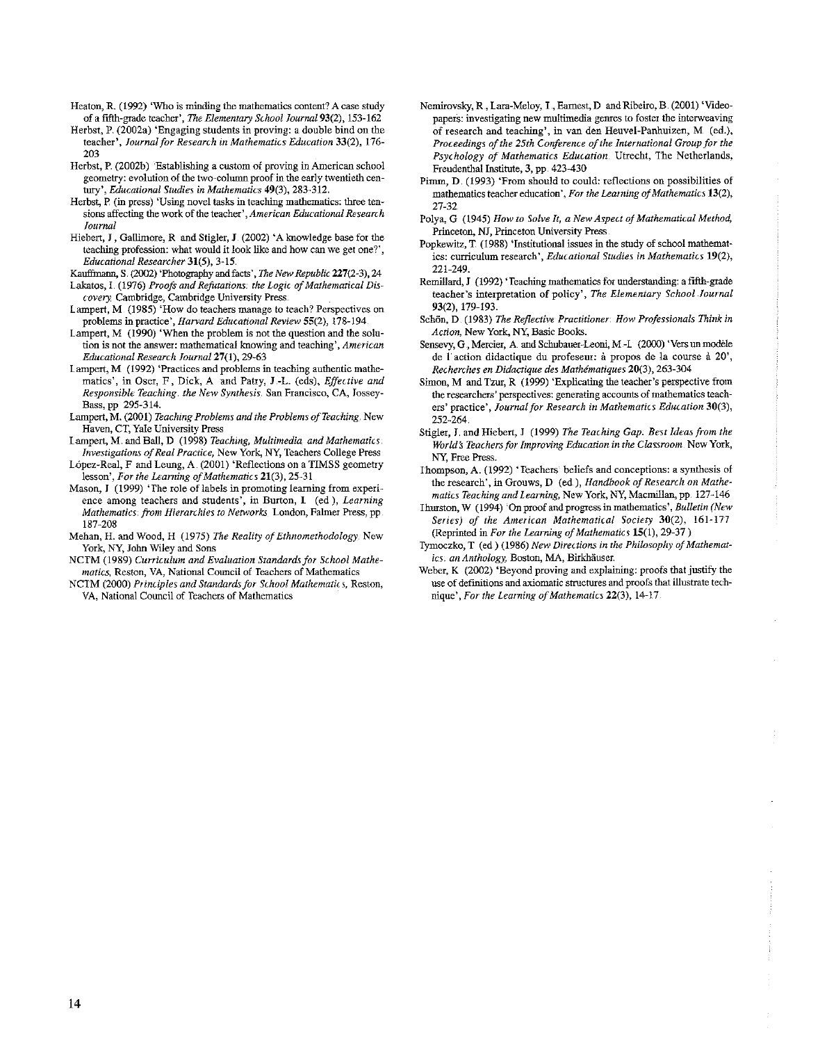Heaton, R. (1992) 'Who is minding the mathematics content? A case study of a fifth-grade teacher', *The Elementary School Journal* **93**(2), 153-162

Herbst, P. (2002a) 'Engaging students in proving: a double bind on the teacher', *Journal for Research in Mathematics Education* **33**(2), 176-203

Herbst, P. (2002b) 'Establishing a custom of proving in American school geometry: evolution of the two-column proof in the early twentieth century', *Educational Studies in Mathematics* **49**(3), 283-312.

Herbst, P. (in press) 'Using novel tasks in teaching mathematics: three tensions affecting the work of the teacher', *American Educational Research Journal*

Hiebert, J., Gallimore, R. and Stigler, J. (2002) 'A knowledge base for the teaching profession: what would it look like and how can we get one?', *Educational Researcher* **31**(5), 3-15.

Kauffmann, S. (2002) 'Photography and facts', *The New Republic* **227**(2-3), 24

Lakatos, I. (1976) *Proofs and Refutations: the Logic of Mathematical Discovery*, Cambridge, Cambridge University Press.

Lampert, M. (1985) 'How do teachers manage to teach? Perspectives on problems in practice', *Harvard Educational Review* **55**(2), 178-194.

Lampert, M. (1990) 'When the problem is not the question and the solution is not the answer: mathematical knowing and teaching', *American Educational Research Journal* **27**(1), 29-63

Lampert, M. (1992) 'Practices and problems in teaching authentic mathematics', in Oser, F., Dick, A. and Patry, J.-L. (eds), *Effective and Responsible Teaching: the New Synthesis*, San Francisco, CA, Jossey-Bass, pp. 295-314.

Lampert, M. (2001) *Teaching Problems and the Problems of Teaching*, New Haven, CT, Yale University Press

Lampert, M. and Ball, D. (1998) *Teaching, Multimedia and Mathematics: Investigations of Real Practice*, New York, NY, Teachers College Press

López-Real, F. and Leung, A. (2001) 'Reflections on a TIMSS geometry lesson', *For the Learning of Mathematics* **21**(3), 25-31

Mason, J. (1999) 'The role of labels in promoting learning from experience among teachers and students', in Burton, L. (ed.), *Learning Mathematics: from Hierarchies to Networks*, London, Falmer Press, pp. 187-208

Mehan, H. and Wood, H. (1975) *The Reality of Ethnomethodology*, New York, NY, John Wiley and Sons

NCTM (1989) *Curriculum and Evaluation Standards for School Mathematics*, Reston, VA, National Council of Teachers of Mathematics

NCTM (2000) *Principles and Standards for School Mathematics*, Reston, VA, National Council of Teachers of Mathematics

Nemirovsky, R., Lara-Meloy, T., Earnest, D. and Ribeiro, B. (2001) 'Videopapers: investigating new multimedia genres to foster the interweaving of research and teaching', in van den Heuvel-Panhuizen, M. (ed.), *Proceedings of the 25th Conference of the International Group for the Psychology of Mathematics Education*, Utrecht, The Netherlands, Freudenthal Institute, **3**, pp. 423-430

Pimm, D. (1993) 'From should to could: reflections on possibilities of mathematics teacher education', *For the Learning of Mathematics* **13**(2), 27-32.

Polya, G. (1945) *How to Solve It, a New Aspect of Mathematical Method*, Princeton, NJ, Princeton University Press.

Popkewitz, T. (1988) 'Institutional issues in the study of school mathematics: curriculum research', *Educational Studies in Mathematics* **19**(2), 221-249.

Remillard, J. (1992) 'Teaching mathematics for understanding: a fifth-grade teacher's interpretation of policy', *The Elementary School Journal* **93**(2), 179-193.

Schön, D. (1983) *The Reflective Practitioner: How Professionals Think in Action*, New York, NY, Basic Books.

Sensevy, G., Mercier, A. and Schubauer-Leoni, M.-L. (2000) 'Vers un modèle de l'action didactique du professeur: à propos de la course à 20', *Recherches en Didactique des Mathématiques* **20**(3), 263-304

Simon, M. and Tzur, R. (1999) 'Explicating the teacher's perspective from the researchers' perspectives: generating accounts of mathematics teachers' practice', *Journal for Research in Mathematics Education* **30**(3), 252-264.

Stigler, J. and Hiebert, J. (1999) *The Teaching Gap. Best Ideas from the World's Teachers for Improving Education in the Classroom*, New York, NY, Free Press.

Thompson, A. (1992) 'Teachers' beliefs and conceptions: a synthesis of the research', in Grouws, D. (ed.), *Handbook of Research on Mathematics Teaching and Learning*, New York, NY, Macmillan, pp. 127-146

Thurston, W. (1994) 'On proof and progress in mathematics', *Bulletin (New Series) of the American Mathematical Society* **30**(2), 161-177 (Reprinted in *For the Learning of Mathematics* **15**(1), 29-37.)

Tymoczko, T. (ed.) (1986) *New Directions in the Philosophy of Mathematics: an Anthology*, Boston, MA, Birkhäuser.

Weber, K. (2002) 'Beyond proving and explaining: proofs that justify the use of definitions and axiomatic structures and proofs that illustrate technique', *For the Learning of Mathematics* **22**(3), 14-17.